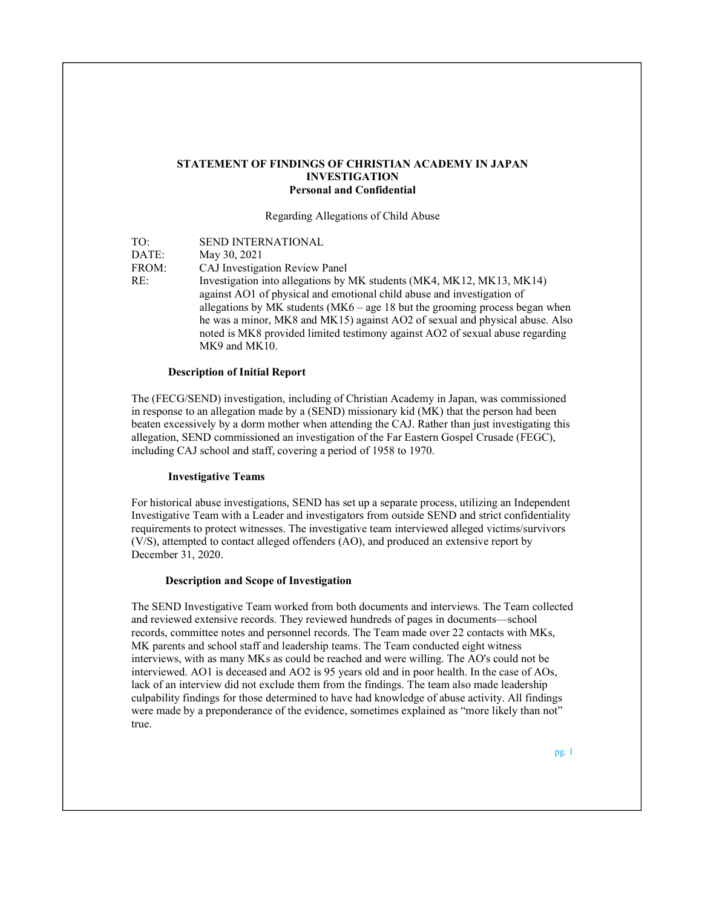**STATEMENT OF FINDINGS OF CHRISTIAN ACADEMY IN JAPAN INVESTIGATION**
**Personal and Confidential**

Regarding Allegations of Child Abuse

| | |
|---|---|
| TO: | SEND INTERNATIONAL |
| DATE: | May 30, 2021 |
| FROM: | CAJ Investigation Review Panel |
| RE: | Investigation into allegations by MK students (MK4, MK12, MK13, MK14) against AO1 of physical and emotional child abuse and investigation of allegations by MK students (MK6 – age 18 but the grooming process began when he was a minor, MK8 and MK15) against AO2 of sexual and physical abuse. Also noted is MK8 provided limited testimony against AO2 of sexual abuse regarding MK9 and MK10. |

**Description of Initial Report**

The (FECG/SEND) investigation, including of Christian Academy in Japan, was commissioned in response to an allegation made by a (SEND) missionary kid (MK) that the person had been beaten excessively by a dorm mother when attending the CAJ. Rather than just investigating this allegation, SEND commissioned an investigation of the Far Eastern Gospel Crusade (FEGC), including CAJ school and staff, covering a period of 1958 to 1970.

**Investigative Teams**

For historical abuse investigations, SEND has set up a separate process, utilizing an Independent Investigative Team with a Leader and investigators from outside SEND and strict confidentiality requirements to protect witnesses. The investigative team interviewed alleged victims/survivors (V/S), attempted to contact alleged offenders (AO), and produced an extensive report by December 31, 2020.

**Description and Scope of Investigation**

The SEND Investigative Team worked from both documents and interviews. The Team collected and reviewed extensive records. They reviewed hundreds of pages in documents—school records, committee notes and personnel records. The Team made over 22 contacts with MKs, MK parents and school staff and leadership teams. The Team conducted eight witness interviews, with as many MKs as could be reached and were willing. The AO's could not be interviewed. AO1 is deceased and AO2 is 95 years old and in poor health. In the case of AOs, lack of an interview did not exclude them from the findings. The team also made leadership culpability findings for those determined to have had knowledge of abuse activity. All findings were made by a preponderance of the evidence, sometimes explained as "more likely than not" true.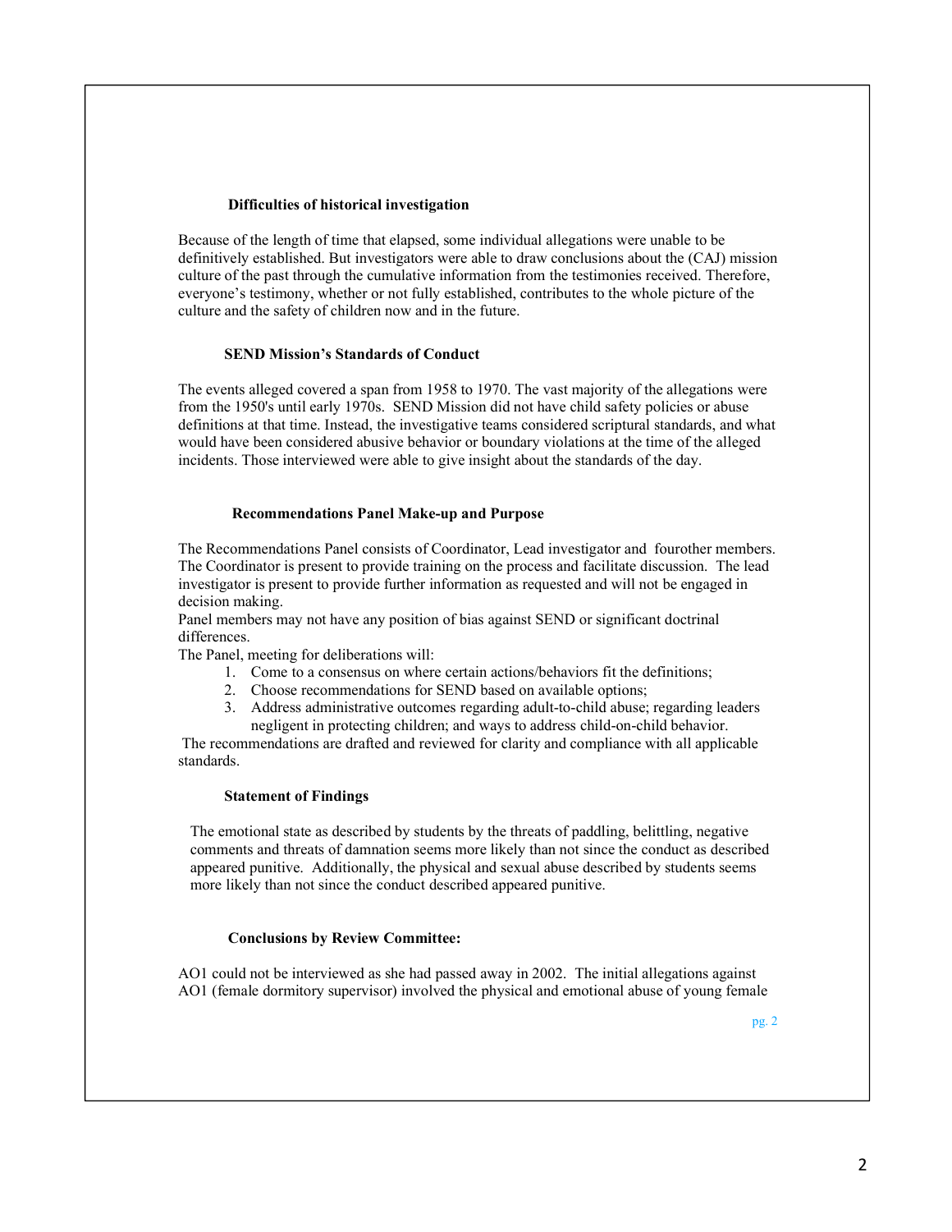### Difficulties of historical investigation

Because of the length of time that elapsed, some individual allegations were unable to be definitively established. But investigators were able to draw conclusions about the (CAJ) mission culture of the past through the cumulative information from the testimonies received. Therefore, everyone's testimony, whether or not fully established, contributes to the whole picture of the culture and the safety of children now and in the future.

### SEND Mission's Standards of Conduct

The events alleged covered a span from 1958 to 1970. The vast majority of the allegations were from the 1950's until early 1970s. SEND Mission did not have child safety policies or abuse definitions at that time. Instead, the investigative teams considered scriptural standards, and what would have been considered abusive behavior or boundary violations at the time of the alleged incidents. Those interviewed were able to give insight about the standards of the day.

### Recommendations Panel Make-up and Purpose

The Recommendations Panel consists of Coordinator, Lead investigator and fourother members. The Coordinator is present to provide training on the process and facilitate discussion. The lead investigator is present to provide further information as requested and will not be engaged in decision making.

Panel members may not have any position of bias against SEND or significant doctrinal differences.

The Panel, meeting for deliberations will:

1. Come to a consensus on where certain actions/behaviors fit the definitions;
2. Choose recommendations for SEND based on available options;
3. Address administrative outcomes regarding adult-to-child abuse; regarding leaders negligent in protecting children; and ways to address child-on-child behavior.

The recommendations are drafted and reviewed for clarity and compliance with all applicable standards.

### Statement of Findings

The emotional state as described by students by the threats of paddling, belittling, negative comments and threats of damnation seems more likely than not since the conduct as described appeared punitive. Additionally, the physical and sexual abuse described by students seems more likely than not since the conduct described appeared punitive.

### Conclusions by Review Committee:

AO1 could not be interviewed as she had passed away in 2002. The initial allegations against AO1 (female dormitory supervisor) involved the physical and emotional abuse of young female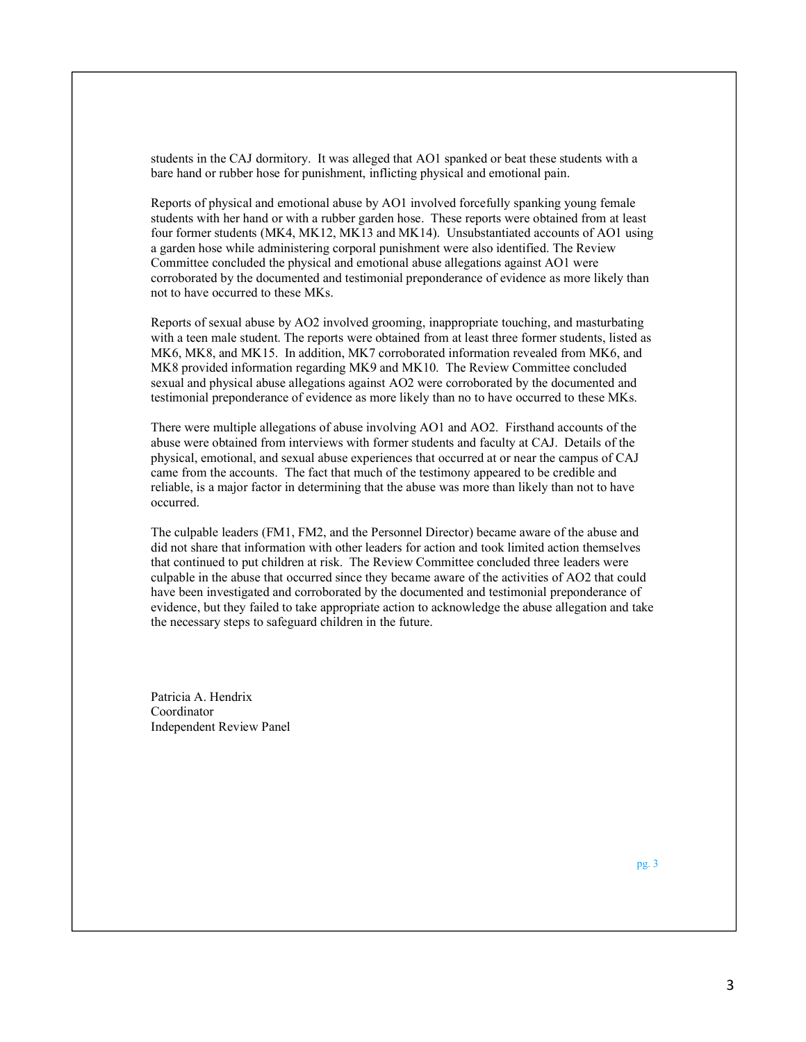students in the CAJ dormitory. It was alleged that AO1 spanked or beat these students with a bare hand or rubber hose for punishment, inflicting physical and emotional pain.

Reports of physical and emotional abuse by AO1 involved forcefully spanking young female students with her hand or with a rubber garden hose. These reports were obtained from at least four former students (MK4, MK12, MK13 and MK14). Unsubstantiated accounts of AO1 using a garden hose while administering corporal punishment were also identified. The Review Committee concluded the physical and emotional abuse allegations against AO1 were corroborated by the documented and testimonial preponderance of evidence as more likely than not to have occurred to these MKs.

Reports of sexual abuse by AO2 involved grooming, inappropriate touching, and masturbating with a teen male student. The reports were obtained from at least three former students, listed as MK6, MK8, and MK15. In addition, MK7 corroborated information revealed from MK6, and MK8 provided information regarding MK9 and MK10. The Review Committee concluded sexual and physical abuse allegations against AO2 were corroborated by the documented and testimonial preponderance of evidence as more likely than no to have occurred to these MKs.

There were multiple allegations of abuse involving AO1 and AO2. Firsthand accounts of the abuse were obtained from interviews with former students and faculty at CAJ. Details of the physical, emotional, and sexual abuse experiences that occurred at or near the campus of CAJ came from the accounts. The fact that much of the testimony appeared to be credible and reliable, is a major factor in determining that the abuse was more than likely than not to have occurred.

The culpable leaders (FM1, FM2, and the Personnel Director) became aware of the abuse and did not share that information with other leaders for action and took limited action themselves that continued to put children at risk. The Review Committee concluded three leaders were culpable in the abuse that occurred since they became aware of the activities of AO2 that could have been investigated and corroborated by the documented and testimonial preponderance of evidence, but they failed to take appropriate action to acknowledge the abuse allegation and take the necessary steps to safeguard children in the future.

Patricia A. Hendrix
Coordinator
Independent Review Panel